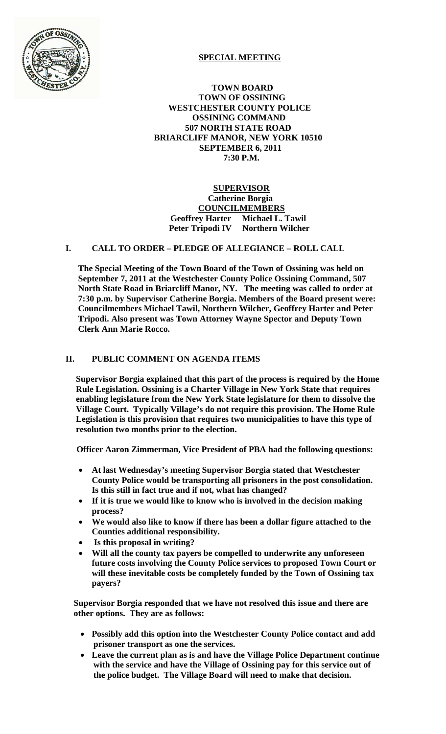## SPECIAL MEETING

**TOWN BOARD**
**TOWN OF OSSINING**
**WESTCHESTER COUNTY POLICE**
**OSSINING COMMAND**
**507 NORTH STATE ROAD**
**BRIARCLIFF MANOR, NEW YORK 10510**
**SEPTEMBER 6, 2011**
**7:30 P.M.**

**SUPERVISOR**
**Catherine Borgia**
**COUNCILMEMBERS**
**Geoffrey Harter Michael L. Tawil**
**Peter Tripodi IV Northern Wilcher**

## I. CALL TO ORDER – PLEDGE OF ALLEGIANCE – ROLL CALL

**The Special Meeting of the Town Board of the Town of Ossining was held on September 7, 2011 at the Westchester County Police Ossining Command, 507 North State Road in Briarcliff Manor, NY. The meeting was called to order at 7:30 p.m. by Supervisor Catherine Borgia. Members of the Board present were: Councilmembers Michael Tawil, Northern Wilcher, Geoffrey Harter and Peter Tripodi. Also present was Town Attorney Wayne Spector and Deputy Town Clerk Ann Marie Rocco.**

## II. PUBLIC COMMENT ON AGENDA ITEMS

**Supervisor Borgia explained that this part of the process is required by the Home Rule Legislation. Ossining is a Charter Village in New York State that requires enabling legislature from the New York State legislature for them to dissolve the Village Court. Typically Village's do not require this provision. The Home Rule Legislation is this provision that requires two municipalities to have this type of resolution two months prior to the election.**

**Officer Aaron Zimmerman, Vice President of PBA had the following questions:**

- **At last Wednesday's meeting Supervisor Borgia stated that Westchester County Police would be transporting all prisoners in the post consolidation. Is this still in fact true and if not, what has changed?**
- **If it is true we would like to know who is involved in the decision making process?**
- **We would also like to know if there has been a dollar figure attached to the Counties additional responsibility.**
- **Is this proposal in writing?**
- **Will all the county tax payers be compelled to underwrite any unforeseen future costs involving the County Police services to proposed Town Court or will these inevitable costs be completely funded by the Town of Ossining tax payers?**

**Supervisor Borgia responded that we have not resolved this issue and there are other options. They are as follows:**

- **Possibly add this option into the Westchester County Police contact and add prisoner transport as one the services.**
- **Leave the current plan as is and have the Village Police Department continue with the service and have the Village of Ossining pay for this service out of the police budget. The Village Board will need to make that decision.**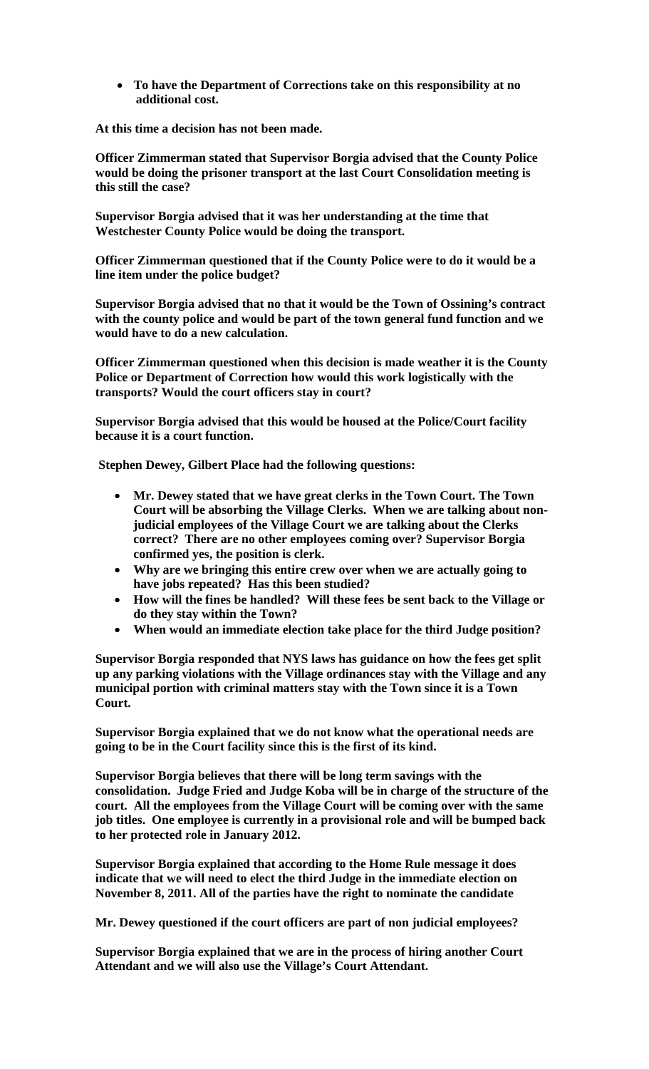- **To have the Department of Corrections take on this responsibility at no additional cost.**

**At this time a decision has not been made.**

**Officer Zimmerman stated that Supervisor Borgia advised that the County Police would be doing the prisoner transport at the last Court Consolidation meeting is this still the case?**

**Supervisor Borgia advised that it was her understanding at the time that Westchester County Police would be doing the transport.**

**Officer Zimmerman questioned that if the County Police were to do it would be a line item under the police budget?**

**Supervisor Borgia advised that no that it would be the Town of Ossining's contract with the county police and would be part of the town general fund function and we would have to do a new calculation.**

**Officer Zimmerman questioned when this decision is made weather it is the County Police or Department of Correction how would this work logistically with the transports? Would the court officers stay in court?**

**Supervisor Borgia advised that this would be housed at the Police/Court facility because it is a court function.**

**Stephen Dewey, Gilbert Place had the following questions:**

- **Mr. Dewey stated that we have great clerks in the Town Court. The Town Court will be absorbing the Village Clerks. When we are talking about non-judicial employees of the Village Court we are talking about the Clerks correct? There are no other employees coming over? Supervisor Borgia confirmed yes, the position is clerk.**
- **Why are we bringing this entire crew over when we are actually going to have jobs repeated? Has this been studied?**
- **How will the fines be handled? Will these fees be sent back to the Village or do they stay within the Town?**
- **When would an immediate election take place for the third Judge position?**

**Supervisor Borgia responded that NYS laws has guidance on how the fees get split up any parking violations with the Village ordinances stay with the Village and any municipal portion with criminal matters stay with the Town since it is a Town Court.**

**Supervisor Borgia explained that we do not know what the operational needs are going to be in the Court facility since this is the first of its kind.**

**Supervisor Borgia believes that there will be long term savings with the consolidation. Judge Fried and Judge Koba will be in charge of the structure of the court. All the employees from the Village Court will be coming over with the same job titles. One employee is currently in a provisional role and will be bumped back to her protected role in January 2012.**

**Supervisor Borgia explained that according to the Home Rule message it does indicate that we will need to elect the third Judge in the immediate election on November 8, 2011. All of the parties have the right to nominate the candidate**

**Mr. Dewey questioned if the court officers are part of non judicial employees?**

**Supervisor Borgia explained that we are in the process of hiring another Court Attendant and we will also use the Village's Court Attendant.**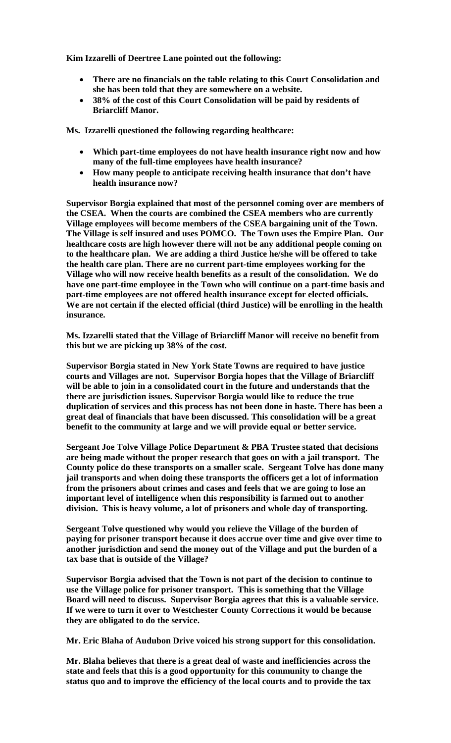**Kim Izzarelli of Deertree Lane pointed out the following:**

- **There are no financials on the table relating to this Court Consolidation and she has been told that they are somewhere on a website.**
- **38% of the cost of this Court Consolidation will be paid by residents of Briarcliff Manor.**

**Ms. Izzarelli questioned the following regarding healthcare:**

- **Which part-time employees do not have health insurance right now and how many of the full-time employees have health insurance?**
- **How many people to anticipate receiving health insurance that don't have health insurance now?**

**Supervisor Borgia explained that most of the personnel coming over are members of the CSEA. When the courts are combined the CSEA members who are currently Village employees will become members of the CSEA bargaining unit of the Town. The Village is self insured and uses POMCO. The Town uses the Empire Plan. Our healthcare costs are high however there will not be any additional people coming on to the healthcare plan. We are adding a third Justice he/she will be offered to take the health care plan. There are no current part-time employees working for the Village who will now receive health benefits as a result of the consolidation. We do have one part-time employee in the Town who will continue on a part-time basis and part-time employees are not offered health insurance except for elected officials. We are not certain if the elected official (third Justice) will be enrolling in the health insurance.**

**Ms. Izzarelli stated that the Village of Briarcliff Manor will receive no benefit from this but we are picking up 38% of the cost.**

**Supervisor Borgia stated in New York State Towns are required to have justice courts and Villages are not. Supervisor Borgia hopes that the Village of Briarcliff will be able to join in a consolidated court in the future and understands that the there are jurisdiction issues. Supervisor Borgia would like to reduce the true duplication of services and this process has not been done in haste. There has been a great deal of financials that have been discussed. This consolidation will be a great benefit to the community at large and we will provide equal or better service.**

**Sergeant Joe Tolve Village Police Department & PBA Trustee stated that decisions are being made without the proper research that goes on with a jail transport. The County police do these transports on a smaller scale. Sergeant Tolve has done many jail transports and when doing these transports the officers get a lot of information from the prisoners about crimes and cases and feels that we are going to lose an important level of intelligence when this responsibility is farmed out to another division. This is heavy volume, a lot of prisoners and whole day of transporting.**

**Sergeant Tolve questioned why would you relieve the Village of the burden of paying for prisoner transport because it does accrue over time and give over time to another jurisdiction and send the money out of the Village and put the burden of a tax base that is outside of the Village?**

**Supervisor Borgia advised that the Town is not part of the decision to continue to use the Village police for prisoner transport. This is something that the Village Board will need to discuss. Supervisor Borgia agrees that this is a valuable service. If we were to turn it over to Westchester County Corrections it would be because they are obligated to do the service.**

**Mr. Eric Blaha of Audubon Drive voiced his strong support for this consolidation.**

**Mr. Blaha believes that there is a great deal of waste and inefficiencies across the state and feels that this is a good opportunity for this community to change the status quo and to improve the efficiency of the local courts and to provide the tax**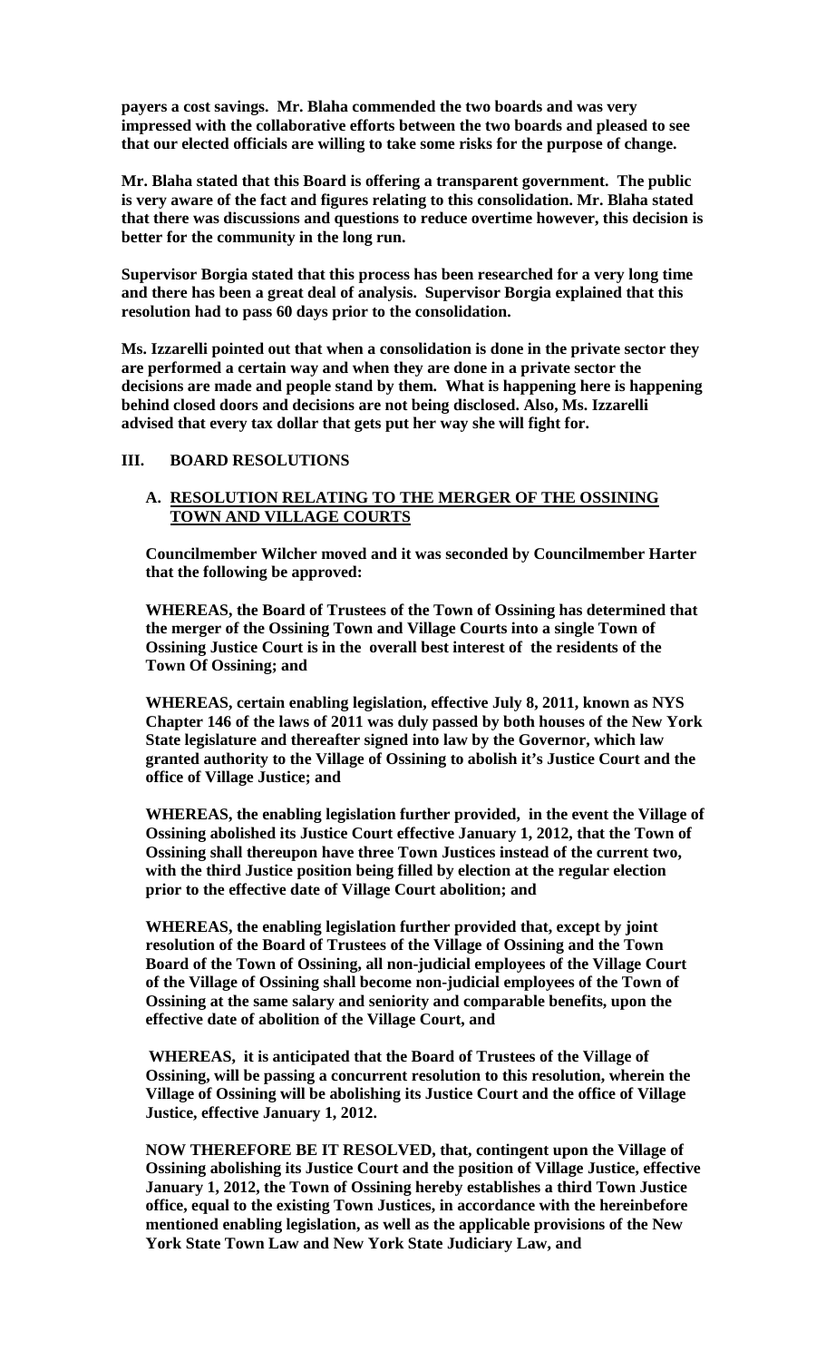**payers a cost savings. Mr. Blaha commended the two boards and was very impressed with the collaborative efforts between the two boards and pleased to see that our elected officials are willing to take some risks for the purpose of change.**

**Mr. Blaha stated that this Board is offering a transparent government. The public is very aware of the fact and figures relating to this consolidation. Mr. Blaha stated that there was discussions and questions to reduce overtime however, this decision is better for the community in the long run.**

**Supervisor Borgia stated that this process has been researched for a very long time and there has been a great deal of analysis. Supervisor Borgia explained that this resolution had to pass 60 days prior to the consolidation.**

**Ms. Izzarelli pointed out that when a consolidation is done in the private sector they are performed a certain way and when they are done in a private sector the decisions are made and people stand by them. What is happening here is happening behind closed doors and decisions are not being disclosed. Also, Ms. Izzarelli advised that every tax dollar that gets put her way she will fight for.**

## III. BOARD RESOLUTIONS

### A. <u>RESOLUTION RELATING TO THE MERGER OF THE OSSINING TOWN AND VILLAGE COURTS</u>

**Councilmember Wilcher moved and it was seconded by Councilmember Harter that the following be approved:**

**WHEREAS, the Board of Trustees of the Town of Ossining has determined that the merger of the Ossining Town and Village Courts into a single Town of Ossining Justice Court is in the overall best interest of the residents of the Town Of Ossining; and**

**WHEREAS, certain enabling legislation, effective July 8, 2011, known as NYS Chapter 146 of the laws of 2011 was duly passed by both houses of the New York State legislature and thereafter signed into law by the Governor, which law granted authority to the Village of Ossining to abolish it's Justice Court and the office of Village Justice; and**

**WHEREAS, the enabling legislation further provided, in the event the Village of Ossining abolished its Justice Court effective January 1, 2012, that the Town of Ossining shall thereupon have three Town Justices instead of the current two, with the third Justice position being filled by election at the regular election prior to the effective date of Village Court abolition; and**

**WHEREAS, the enabling legislation further provided that, except by joint resolution of the Board of Trustees of the Village of Ossining and the Town Board of the Town of Ossining, all non-judicial employees of the Village Court of the Village of Ossining shall become non-judicial employees of the Town of Ossining at the same salary and seniority and comparable benefits, upon the effective date of abolition of the Village Court, and**

**WHEREAS, it is anticipated that the Board of Trustees of the Village of Ossining, will be passing a concurrent resolution to this resolution, wherein the Village of Ossining will be abolishing its Justice Court and the office of Village Justice, effective January 1, 2012.**

**NOW THEREFORE BE IT RESOLVED, that, contingent upon the Village of Ossining abolishing its Justice Court and the position of Village Justice, effective January 1, 2012, the Town of Ossining hereby establishes a third Town Justice office, equal to the existing Town Justices, in accordance with the hereinbefore mentioned enabling legislation, as well as the applicable provisions of the New York State Town Law and New York State Judiciary Law, and**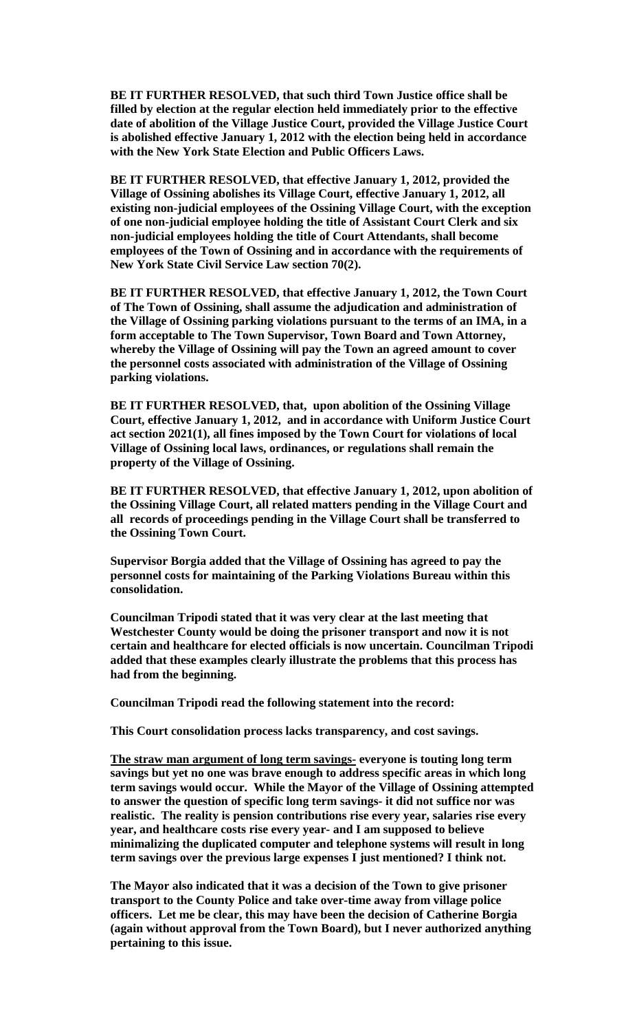**BE IT FURTHER RESOLVED, that such third Town Justice office shall be filled by election at the regular election held immediately prior to the effective date of abolition of the Village Justice Court, provided the Village Justice Court is abolished effective January 1, 2012 with the election being held in accordance with the New York State Election and Public Officers Laws.**

**BE IT FURTHER RESOLVED, that effective January 1, 2012, provided the Village of Ossining abolishes its Village Court, effective January 1, 2012, all existing non-judicial employees of the Ossining Village Court, with the exception of one non-judicial employee holding the title of Assistant Court Clerk and six non-judicial employees holding the title of Court Attendants, shall become employees of the Town of Ossining and in accordance with the requirements of New York State Civil Service Law section 70(2).**

**BE IT FURTHER RESOLVED, that effective January 1, 2012, the Town Court of The Town of Ossining, shall assume the adjudication and administration of the Village of Ossining parking violations pursuant to the terms of an IMA, in a form acceptable to The Town Supervisor, Town Board and Town Attorney, whereby the Village of Ossining will pay the Town an agreed amount to cover the personnel costs associated with administration of the Village of Ossining parking violations.**

**BE IT FURTHER RESOLVED, that, upon abolition of the Ossining Village Court, effective January 1, 2012, and in accordance with Uniform Justice Court act section 2021(1), all fines imposed by the Town Court for violations of local Village of Ossining local laws, ordinances, or regulations shall remain the property of the Village of Ossining.**

**BE IT FURTHER RESOLVED, that effective January 1, 2012, upon abolition of the Ossining Village Court, all related matters pending in the Village Court and all records of proceedings pending in the Village Court shall be transferred to the Ossining Town Court.**

**Supervisor Borgia added that the Village of Ossining has agreed to pay the personnel costs for maintaining of the Parking Violations Bureau within this consolidation.**

**Councilman Tripodi stated that it was very clear at the last meeting that Westchester County would be doing the prisoner transport and now it is not certain and healthcare for elected officials is now uncertain. Councilman Tripodi added that these examples clearly illustrate the problems that this process has had from the beginning.**

**Councilman Tripodi read the following statement into the record:**

**This Court consolidation process lacks transparency, and cost savings.**

**<u>The straw man argument of long term savings-</u> everyone is touting long term savings but yet no one was brave enough to address specific areas in which long term savings would occur. While the Mayor of the Village of Ossining attempted to answer the question of specific long term savings- it did not suffice nor was realistic. The reality is pension contributions rise every year, salaries rise every year, and healthcare costs rise every year- and I am supposed to believe minimalizing the duplicated computer and telephone systems will result in long term savings over the previous large expenses I just mentioned? I think not.**

**The Mayor also indicated that it was a decision of the Town to give prisoner transport to the County Police and take over-time away from village police officers. Let me be clear, this may have been the decision of Catherine Borgia (again without approval from the Town Board), but I never authorized anything pertaining to this issue.**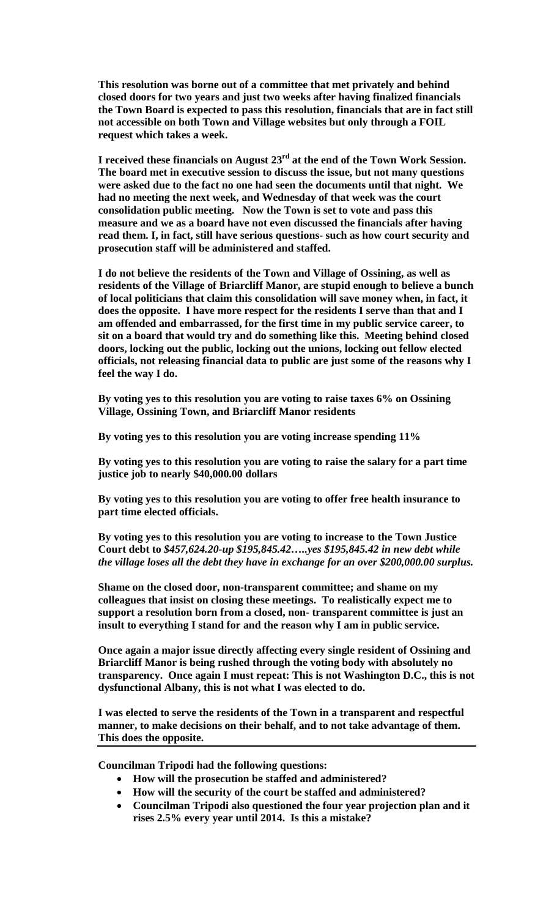**This resolution was borne out of a committee that met privately and behind closed doors for two years and just two weeks after having finalized financials the Town Board is expected to pass this resolution, financials that are in fact still not accessible on both Town and Village websites but only through a FOIL request which takes a week.**

**I received these financials on August 23rd at the end of the Town Work Session. The board met in executive session to discuss the issue, but not many questions were asked due to the fact no one had seen the documents until that night. We had no meeting the next week, and Wednesday of that week was the court consolidation public meeting. Now the Town is set to vote and pass this measure and we as a board have not even discussed the financials after having read them. I, in fact, still have serious questions- such as how court security and prosecution staff will be administered and staffed.**

**I do not believe the residents of the Town and Village of Ossining, as well as residents of the Village of Briarcliff Manor, are stupid enough to believe a bunch of local politicians that claim this consolidation will save money when, in fact, it does the opposite. I have more respect for the residents I serve than that and I am offended and embarrassed, for the first time in my public service career, to sit on a board that would try and do something like this. Meeting behind closed doors, locking out the public, locking out the unions, locking out fellow elected officials, not releasing financial data to public are just some of the reasons why I feel the way I do.**

**By voting yes to this resolution you are voting to raise taxes 6% on Ossining Village, Ossining Town, and Briarcliff Manor residents**

**By voting yes to this resolution you are voting increase spending 11%**

**By voting yes to this resolution you are voting to raise the salary for a part time justice job to nearly $40,000.00 dollars**

**By voting yes to this resolution you are voting to offer free health insurance to part time elected officials.**

**By voting yes to this resolution you are voting to increase to the Town Justice Court debt to** ***$457,624.20-up $195,845.42…..yes $195,845.42 in new debt while the village loses all the debt they have in exchange for an over $200,000.00 surplus.***

**Shame on the closed door, non-transparent committee; and shame on my colleagues that insist on closing these meetings. To realistically expect me to support a resolution born from a closed, non- transparent committee is just an insult to everything I stand for and the reason why I am in public service.**

**Once again a major issue directly affecting every single resident of Ossining and Briarcliff Manor is being rushed through the voting body with absolutely no transparency. Once again I must repeat: This is not Washington D.C., this is not dysfunctional Albany, this is not what I was elected to do.**

**I was elected to serve the residents of the Town in a transparent and respectful manner, to make decisions on their behalf, and to not take advantage of them. This does the opposite.**

---

**Councilman Tripodi had the following questions:**

- **How will the prosecution be staffed and administered?**
- **How will the security of the court be staffed and administered?**
- **Councilman Tripodi also questioned the four year projection plan and it rises 2.5% every year until 2014. Is this a mistake?**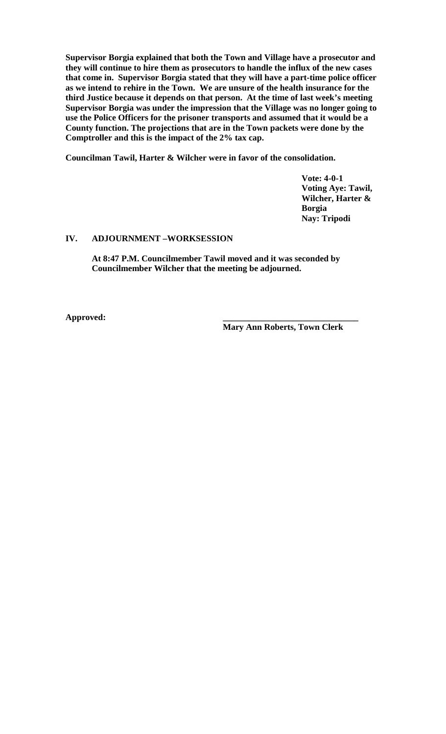**Supervisor Borgia explained that both the Town and Village have a prosecutor and they will continue to hire them as prosecutors to handle the influx of the new cases that come in. Supervisor Borgia stated that they will have a part-time police officer as we intend to rehire in the Town. We are unsure of the health insurance for the third Justice because it depends on that person. At the time of last week's meeting Supervisor Borgia was under the impression that the Village was no longer going to use the Police Officers for the prisoner transports and assumed that it would be a County function. The projections that are in the Town packets were done by the Comptroller and this is the impact of the 2% tax cap.**

**Councilman Tawil, Harter & Wilcher were in favor of the consolidation.**

**Vote: 4-0-1**
**Voting Aye: Tawil, Wilcher, Harter & Borgia**
**Nay: Tripodi**

## IV. ADJOURNMENT –WORKSESSION

**At 8:47 P.M. Councilmember Tawil moved and it was seconded by Councilmember Wilcher that the meeting be adjourned.**

**Approved:** ______________________________

**Mary Ann Roberts, Town Clerk**